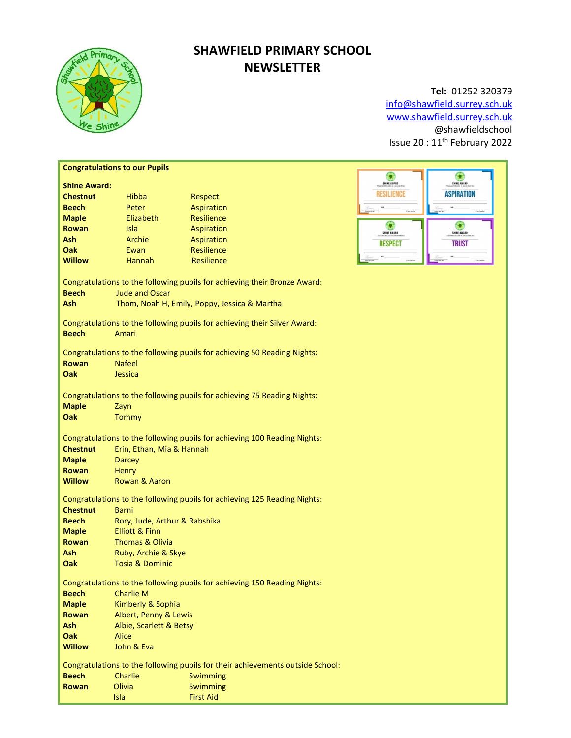# SHAWFIELD PRIMARY SCHOOL NEWSLETTER

**Tel:** 01252 320379
info@shawfield.surrey.sch.uk
www.shawfield.surrey.sch.uk
@shawfieldschool
Issue 20 : 11th February 2022

**Congratulations to our Pupils**

**Shine Award:**

| | | |
|---|---|---|
| **Chestnut** | Hibba | Respect |
| **Beech** | Peter | Aspiration |
| **Maple** | Elizabeth | Resilience |
| **Rowan** | Isla | Aspiration |
| **Ash** | Archie | Aspiration |
| **Oak** | Ewan | Resilience |
| **Willow** | Hannah | Resilience |

Congratulations to the following pupils for achieving their Bronze Award:

**Beech** Jude and Oscar
**Ash** Thom, Noah H, Emily, Poppy, Jessica & Martha

Congratulations to the following pupils for achieving their Silver Award:

**Beech** Amari

Congratulations to the following pupils for achieving 50 Reading Nights:

**Rowan** Nafeel
**Oak** Jessica

Congratulations to the following pupils for achieving 75 Reading Nights:

**Maple** Zayn
**Oak** Tommy

Congratulations to the following pupils for achieving 100 Reading Nights:

**Chestnut** Erin, Ethan, Mia & Hannah
**Maple** Darcey
**Rowan** Henry
**Willow** Rowan & Aaron

Congratulations to the following pupils for achieving 125 Reading Nights:

**Chestnut** Barni
**Beech** Rory, Jude, Arthur & Rabshika
**Maple** Elliott & Finn
**Rowan** Thomas & Olivia
**Ash** Ruby, Archie & Skye
**Oak** Tosia & Dominic

Congratulations to the following pupils for achieving 150 Reading Nights:

**Beech** Charlie M
**Maple** Kimberly & Sophia
**Rowan** Albert, Penny & Lewis
**Ash** Albie, Scarlett & Betsy
**Oak** Alice
**Willow** John & Eva

Congratulations to the following pupils for their achievements outside School:

| | | |
|---|---|---|
| **Beech** | Charlie | Swimming |
| **Rowan** | Olivia | Swimming |
| | Isla | First Aid |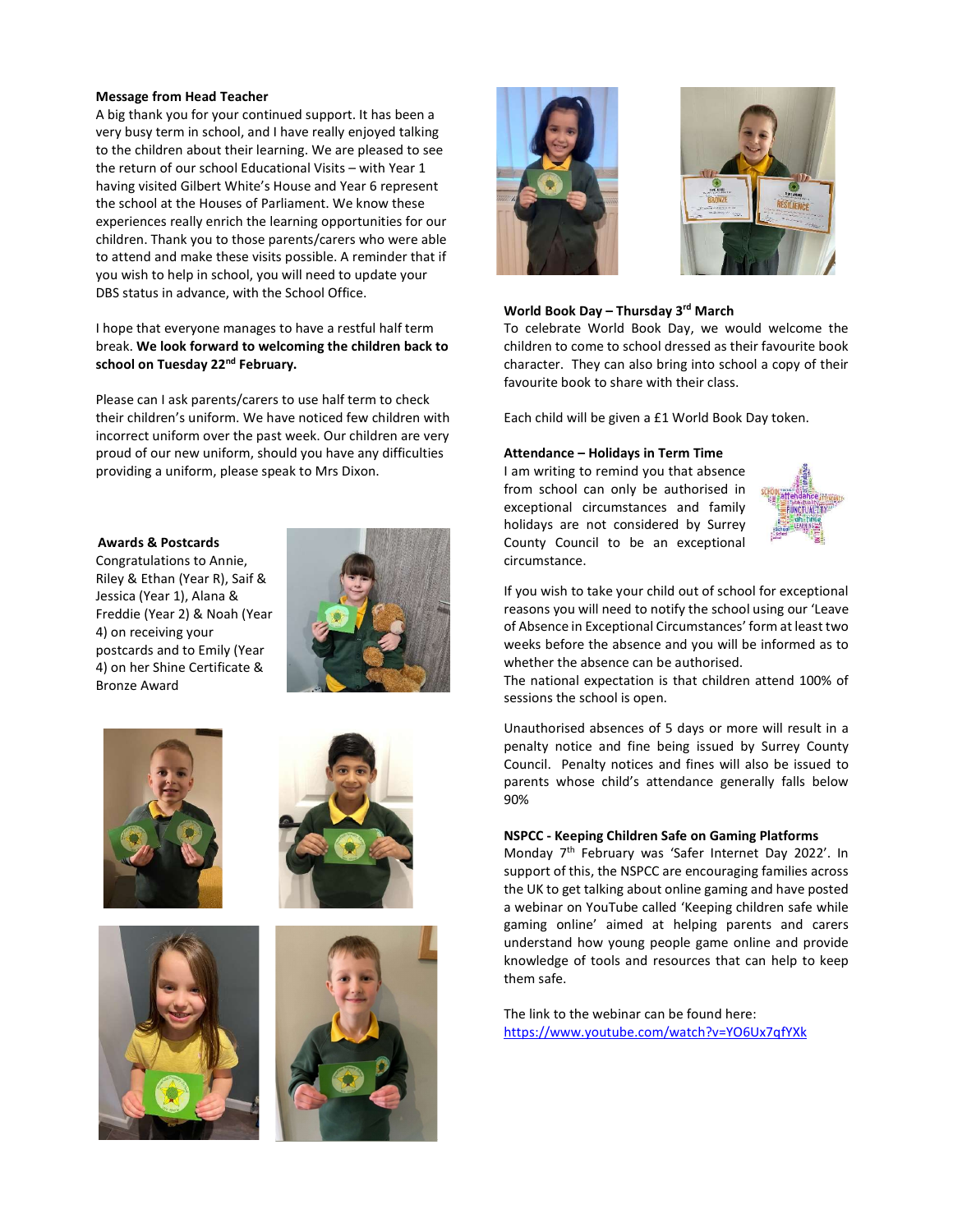**Message from Head Teacher**

A big thank you for your continued support. It has been a very busy term in school, and I have really enjoyed talking to the children about their learning. We are pleased to see the return of our school Educational Visits – with Year 1 having visited Gilbert White's House and Year 6 represent the school at the Houses of Parliament. We know these experiences really enrich the learning opportunities for our children. Thank you to those parents/carers who were able to attend and make these visits possible. A reminder that if you wish to help in school, you will need to update your DBS status in advance, with the School Office.

I hope that everyone manages to have a restful half term break. **We look forward to welcoming the children back to school on Tuesday 22nd February.**

Please can I ask parents/carers to use half term to check their children's uniform. We have noticed few children with incorrect uniform over the past week. Our children are very proud of our new uniform, should you have any difficulties providing a uniform, please speak to Mrs Dixon.

**Awards & Postcards**

Congratulations to Annie, Riley & Ethan (Year R), Saif & Jessica (Year 1), Alana & Freddie (Year 2) & Noah (Year 4) on receiving your postcards and to Emily (Year 4) on her Shine Certificate & Bronze Award

**World Book Day – Thursday 3rd March**

To celebrate World Book Day, we would welcome the children to come to school dressed as their favourite book character. They can also bring into school a copy of their favourite book to share with their class.

Each child will be given a £1 World Book Day token.

**Attendance – Holidays in Term Time**

I am writing to remind you that absence from school can only be authorised in exceptional circumstances and family holidays are not considered by Surrey County Council to be an exceptional circumstance.

If you wish to take your child out of school for exceptional reasons you will need to notify the school using our 'Leave of Absence in Exceptional Circumstances' form at least two weeks before the absence and you will be informed as to whether the absence can be authorised.

The national expectation is that children attend 100% of sessions the school is open.

Unauthorised absences of 5 days or more will result in a penalty notice and fine being issued by Surrey County Council. Penalty notices and fines will also be issued to parents whose child's attendance generally falls below 90%

**NSPCC - Keeping Children Safe on Gaming Platforms**

Monday 7th February was 'Safer Internet Day 2022'. In support of this, the NSPCC are encouraging families across the UK to get talking about online gaming and have posted a webinar on YouTube called 'Keeping children safe while gaming online' aimed at helping parents and carers understand how young people game online and provide knowledge of tools and resources that can help to keep them safe.

The link to the webinar can be found here:
https://www.youtube.com/watch?v=YO6Ux7qfYXk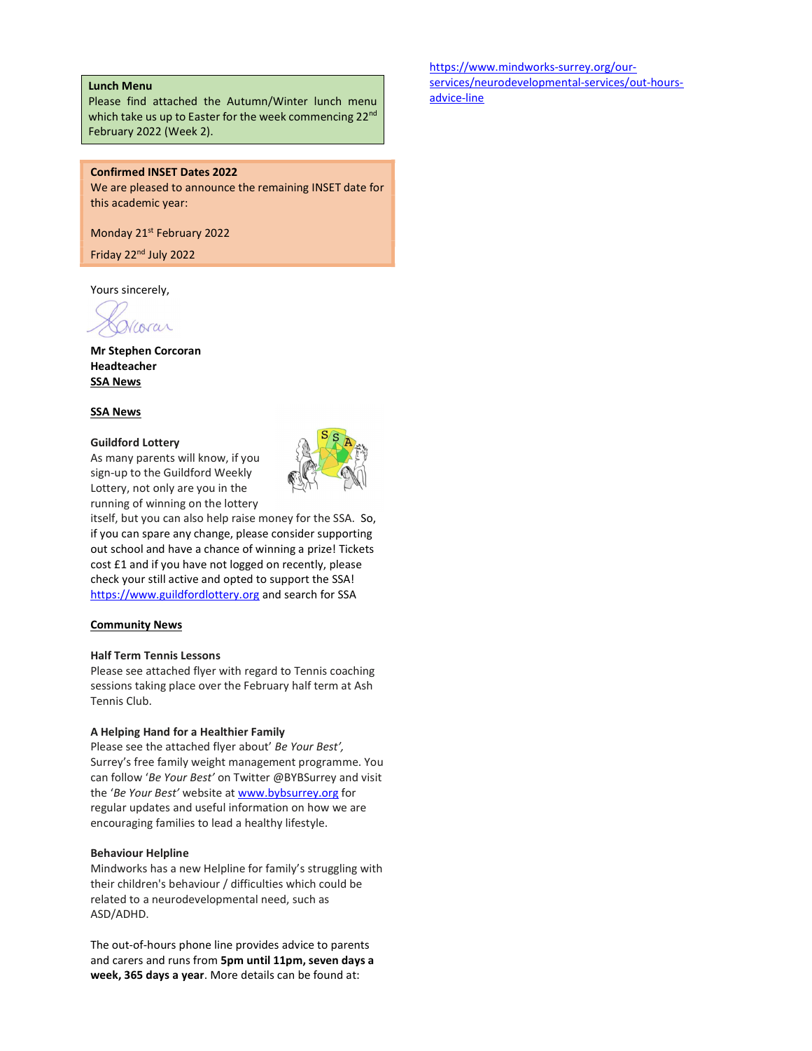**Lunch Menu**

Please find attached the Autumn/Winter lunch menu which take us up to Easter for the week commencing 22nd February 2022 (Week 2).

**Confirmed INSET Dates 2022**

We are pleased to announce the remaining INSET date for this academic year:

Monday 21st February 2022

Friday 22nd July 2022

Yours sincerely,

**Mr Stephen Corcoran**
**Headteacher**
**SSA News**

## SSA News

**Guildford Lottery**

As many parents will know, if you sign-up to the Guildford Weekly Lottery, not only are you in the running of winning on the lottery itself, but you can also help raise money for the SSA. So, if you can spare any change, please consider supporting out school and have a chance of winning a prize! Tickets cost £1 and if you have not logged on recently, please check your still active and opted to support the SSA! https://www.guildfordlottery.org and search for SSA

## Community News

**Half Term Tennis Lessons**

Please see attached flyer with regard to Tennis coaching sessions taking place over the February half term at Ash Tennis Club.

**A Helping Hand for a Healthier Family**

Please see the attached flyer about' *Be Your Best',* Surrey's free family weight management programme. You can follow '*Be Your Best'* on Twitter @BYBSurrey and visit the '*Be Your Best'* website at www.bybsurrey.org for regular updates and useful information on how we are encouraging families to lead a healthy lifestyle.

**Behaviour Helpline**

Mindworks has a new Helpline for family's struggling with their children's behaviour / difficulties which could be related to a neurodevelopmental need, such as ASD/ADHD.

The out-of-hours phone line provides advice to parents and carers and runs from **5pm until 11pm, seven days a week, 365 days a year**. More details can be found at: https://www.mindworks-surrey.org/our-services/neurodevelopmental-services/out-hours-advice-line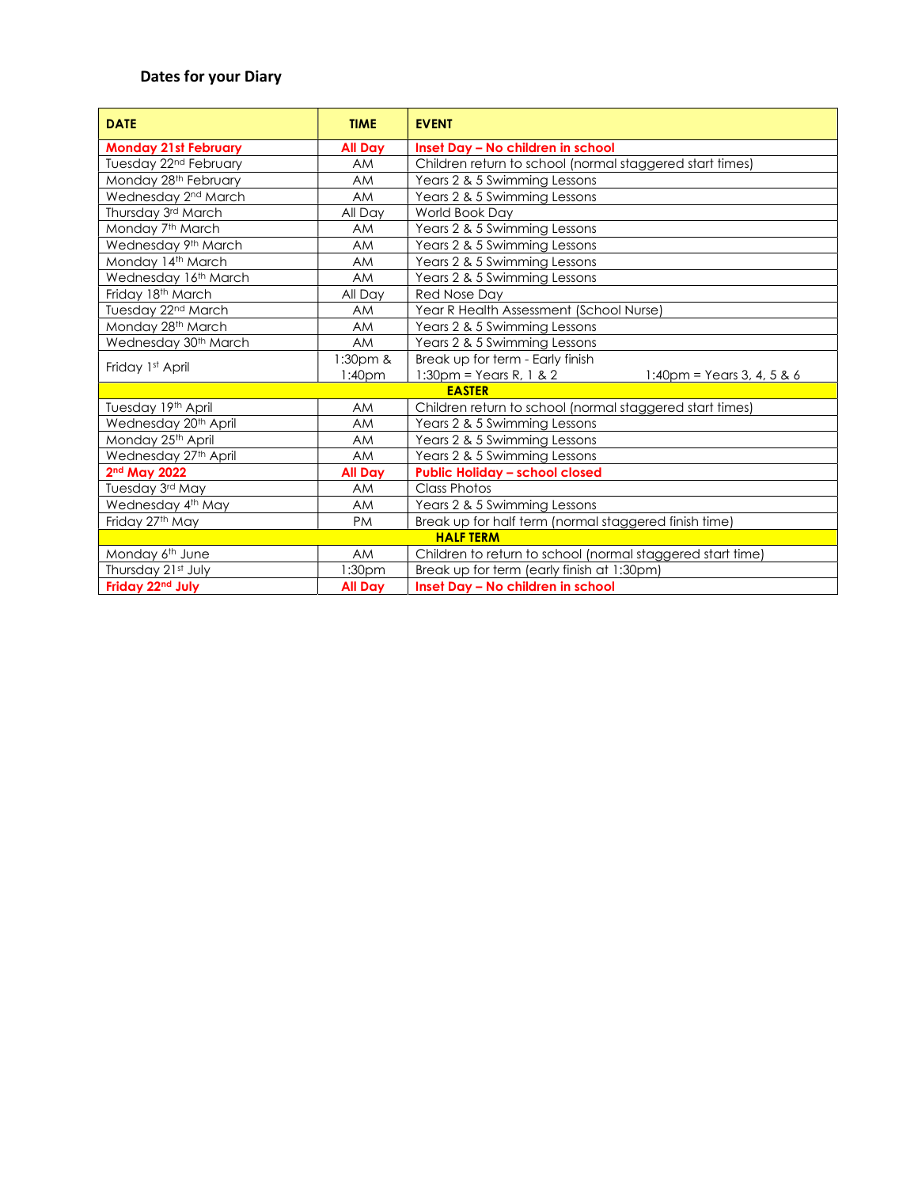### Dates for your Diary

| DATE | TIME | EVENT |
|---|---|---|
| **Monday 21st February** | **All Day** | **Inset Day – No children in school** |
| Tuesday 22nd February | AM | Children return to school (normal staggered start times) |
| Monday 28th February | AM | Years 2 & 5 Swimming Lessons |
| Wednesday 2nd March | AM | Years 2 & 5 Swimming Lessons |
| Thursday 3rd March | All Day | World Book Day |
| Monday 7th March | AM | Years 2 & 5 Swimming Lessons |
| Wednesday 9th March | AM | Years 2 & 5 Swimming Lessons |
| Monday 14th March | AM | Years 2 & 5 Swimming Lessons |
| Wednesday 16th March | AM | Years 2 & 5 Swimming Lessons |
| Friday 18th March | All Day | Red Nose Day |
| Tuesday 22nd March | AM | Year R Health Assessment (School Nurse) |
| Monday 28th March | AM | Years 2 & 5 Swimming Lessons |
| Wednesday 30th March | AM | Years 2 & 5 Swimming Lessons |
| Friday 1st April | 1:30pm & 1:40pm | Break up for term - Early finish 1:30pm = Years R, 1 & 2 1:40pm = Years 3, 4, 5 & 6 |
| **EASTER** | | |
| Tuesday 19th April | AM | Children return to school (normal staggered start times) |
| Wednesday 20th April | AM | Years 2 & 5 Swimming Lessons |
| Monday 25th April | AM | Years 2 & 5 Swimming Lessons |
| Wednesday 27th April | AM | Years 2 & 5 Swimming Lessons |
| **2nd May 2022** | **All Day** | **Public Holiday – school closed** |
| Tuesday 3rd May | AM | Class Photos |
| Wednesday 4th May | AM | Years 2 & 5 Swimming Lessons |
| Friday 27th May | PM | Break up for half term (normal staggered finish time) |
| **HALF TERM** | | |
| Monday 6th June | AM | Children to return to school (normal staggered start time) |
| Thursday 21st July | 1:30pm | Break up for term (early finish at 1:30pm) |
| **Friday 22nd July** | **All Day** | **Inset Day – No children in school** |